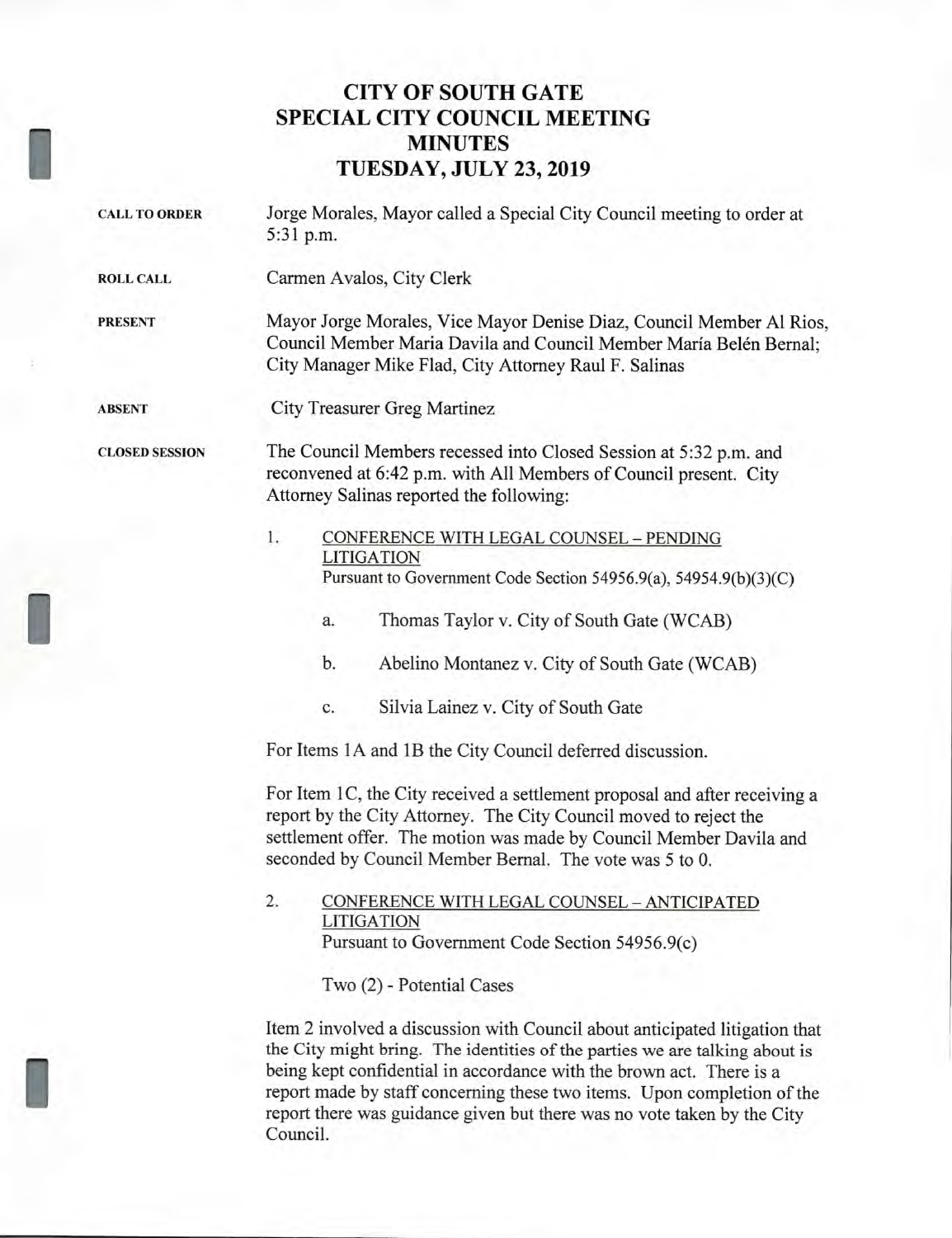# CITY OF SOUTH GATE
# SPECIAL CITY COUNCIL MEETING
# MINUTES
# TUESDAY, JULY 23, 2019

**CALL TO ORDER**

Jorge Morales, Mayor called a Special City Council meeting to order at 5:31 p.m.

**ROLL CALL**

Carmen Avalos, City Clerk

**PRESENT**

Mayor Jorge Morales, Vice Mayor Denise Diaz, Council Member Al Rios, Council Member Maria Davila and Council Member María Belén Bernal; City Manager Mike Flad, City Attorney Raul F. Salinas

**ABSENT**

City Treasurer Greg Martinez

**CLOSED SESSION**

The Council Members recessed into Closed Session at 5:32 p.m. and reconvened at 6:42 p.m. with All Members of Council present. City Attorney Salinas reported the following:

1. CONFERENCE WITH LEGAL COUNSEL – PENDING LITIGATION
   Pursuant to Government Code Section 54956.9(a), 54954.9(b)(3)(C)

   a. Thomas Taylor v. City of South Gate (WCAB)

   b. Abelino Montanez v. City of South Gate (WCAB)

   c. Silvia Lainez v. City of South Gate

For Items 1A and 1B the City Council deferred discussion.

For Item 1C, the City received a settlement proposal and after receiving a report by the City Attorney. The City Council moved to reject the settlement offer. The motion was made by Council Member Davila and seconded by Council Member Bernal. The vote was 5 to 0.

2. CONFERENCE WITH LEGAL COUNSEL – ANTICIPATED LITIGATION
   Pursuant to Government Code Section 54956.9(c)

   Two (2) - Potential Cases

Item 2 involved a discussion with Council about anticipated litigation that the City might bring. The identities of the parties we are talking about is being kept confidential in accordance with the brown act. There is a report made by staff concerning these two items. Upon completion of the report there was guidance given but there was no vote taken by the City Council.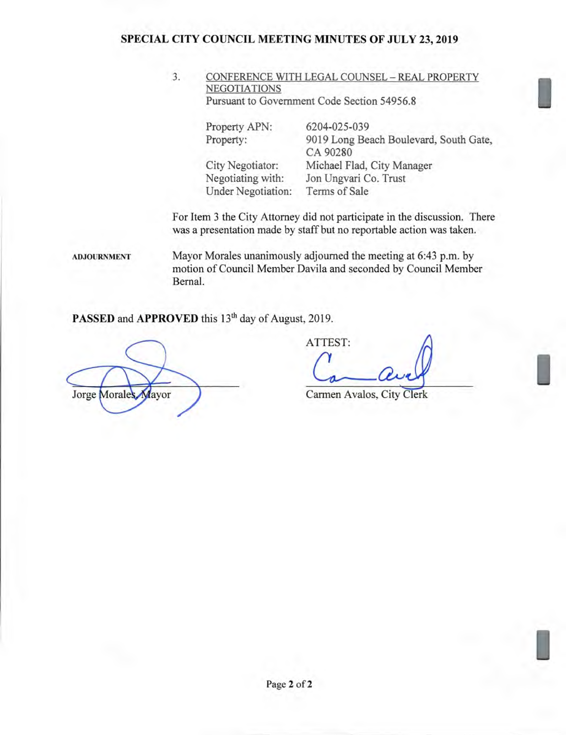# SPECIAL CITY COUNCIL MEETING MINUTES OF JULY 23, 2019

3. CONFERENCE WITH LEGAL COUNSEL – REAL PROPERTY NEGOTIATIONS
Pursuant to Government Code Section 54956.8

| | |
|---|---|
| Property APN: | 6204-025-039 |
| Property: | 9019 Long Beach Boulevard, South Gate, CA 90280 |
| City Negotiator: | Michael Flad, City Manager |
| Negotiating with: | Jon Ungvari Co. Trust |
| Under Negotiation: | Terms of Sale |

For Item 3 the City Attorney did not participate in the discussion. There was a presentation made by staff but no reportable action was taken.

**ADJOURNMENT**

Mayor Morales unanimously adjourned the meeting at 6:43 p.m. by motion of Council Member Davila and seconded by Council Member Bernal.

**PASSED** and **APPROVED** this 13th day of August, 2019.

Jorge Morales, Mayor

ATTEST:

Carmen Avalos, City Clerk